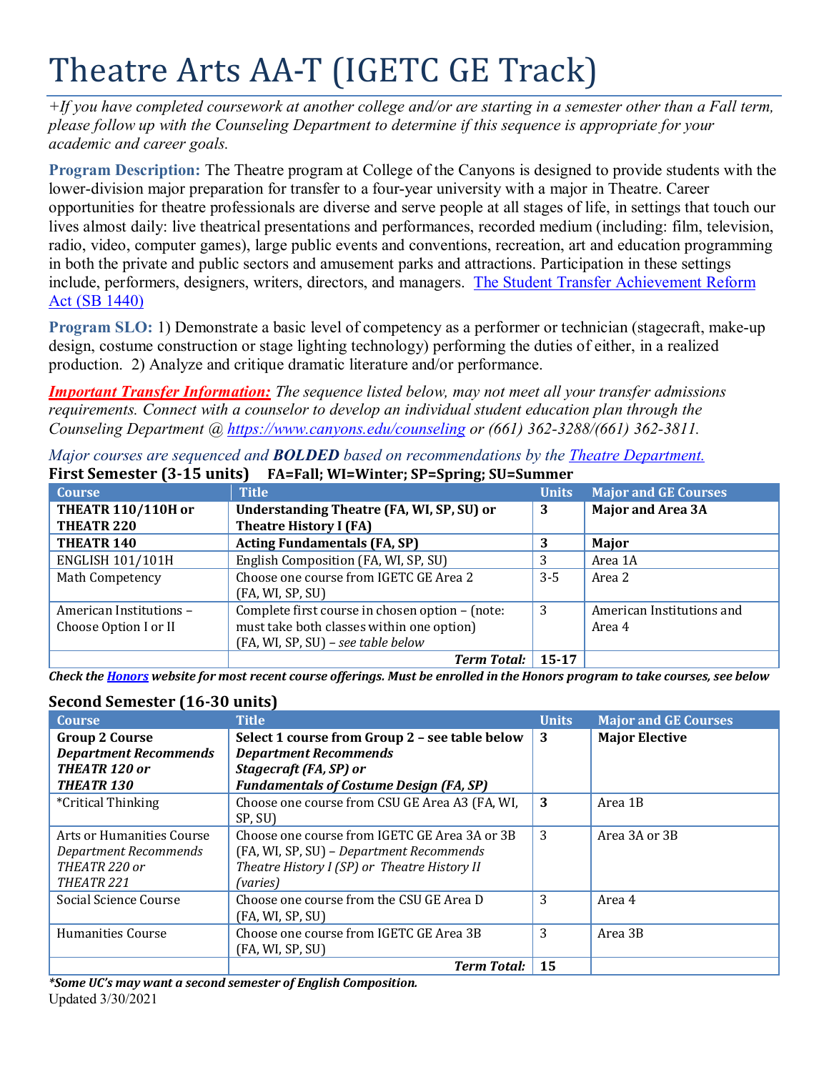# Theatre Arts AA-T (IGETC GE Track)

*+If you have completed coursework at another college and/or are starting in a semester other than a Fall term, please follow up with the Counseling Department to determine if this sequence is appropriate for your academic and career goals.*

**Program Description:** The Theatre program at College of the Canyons is designed to provide students with the lower-division major preparation for transfer to a four-year university with a major in Theatre. Career opportunities for theatre professionals are diverse and serve people at all stages of life, in settings that touch our lives almost daily: live theatrical presentations and performances, recorded medium (including: film, television, radio, video, computer games), large public events and conventions, recreation, art and education programming in both the private and public sectors and amusement parks and attractions. Participation in these settings include, performers, designers, writers, directors, and managers. [The Student Transfer Achievement Reform Act (SB 1440)](The Student Transfer Achievement Reform Act (SB 1440))

**Program SLO:** 1) Demonstrate a basic level of competency as a performer or technician (stagecraft, make-up design, costume construction or stage lighting technology) performing the duties of either, in a realized production. 2) Analyze and critique dramatic literature and/or performance.

***Important Transfer Information:*** *The sequence listed below, may not meet all your transfer admissions requirements. Connect with a counselor to develop an individual student education plan through the Counseling Department @ https://www.canyons.edu/counseling or (661) 362-3288/(661) 362-3811.*

*Major courses are sequenced and **BOLDED** based on recommendations by the Theatre Department.*

## First Semester (3-15 units) FA=Fall; WI=Winter; SP=Spring; SU=Summer

| Course | Title | Units | Major and GE Courses |
|---|---|---|---|
| **THEATR 110/110H or THEATR 220** | **Understanding Theatre (FA, WI, SP, SU) or Theatre History I (FA)** | **3** | **Major and Area 3A** |
| **THEATR 140** | **Acting Fundamentals (FA, SP)** | **3** | **Major** |
| ENGLISH 101/101H | English Composition (FA, WI, SP, SU) | 3 | Area 1A |
| Math Competency | Choose one course from IGETC GE Area 2 (FA, WI, SP, SU) | 3-5 | Area 2 |
| American Institutions – Choose Option I or II | Complete first course in chosen option – (note: must take both classes within one option) (FA, WI, SP, SU) – *see table below* | 3 | American Institutions and Area 4 |
| | ***Term Total:*** | **15-17** | |

***Check the Honors website for most recent course offerings. Must be enrolled in the Honors program to take courses, see below***

## Second Semester (16-30 units)

| Course | Title | Units | Major and GE Courses |
|---|---|---|---|
| **Group 2 Course** ***Department Recommends THEATR 120 or THEATR 130*** | **Select 1 course from Group 2 – see table below** ***Department Recommends Stagecraft (FA, SP) or Fundamentals of Costume Design (FA, SP)*** | **3** | **Major Elective** |
| *Critical Thinking | Choose one course from CSU GE Area A3 (FA, WI, SP, SU) | **3** | Area 1B |
| Arts or Humanities Course *Department Recommends THEATR 220 or THEATR 221* | Choose one course from IGETC GE Area 3A or 3B (FA, WI, SP, SU) – *Department Recommends Theatre History I (SP) or Theatre History II (varies)* | 3 | Area 3A or 3B |
| Social Science Course | Choose one course from the CSU GE Area D (FA, WI, SP, SU) | 3 | Area 4 |
| Humanities Course | Choose one course from IGETC GE Area 3B (FA, WI, SP, SU) | 3 | Area 3B |
| | ***Term Total:*** | **15** | |

***Some UC's may want a second semester of English Composition.***

Updated 3/30/2021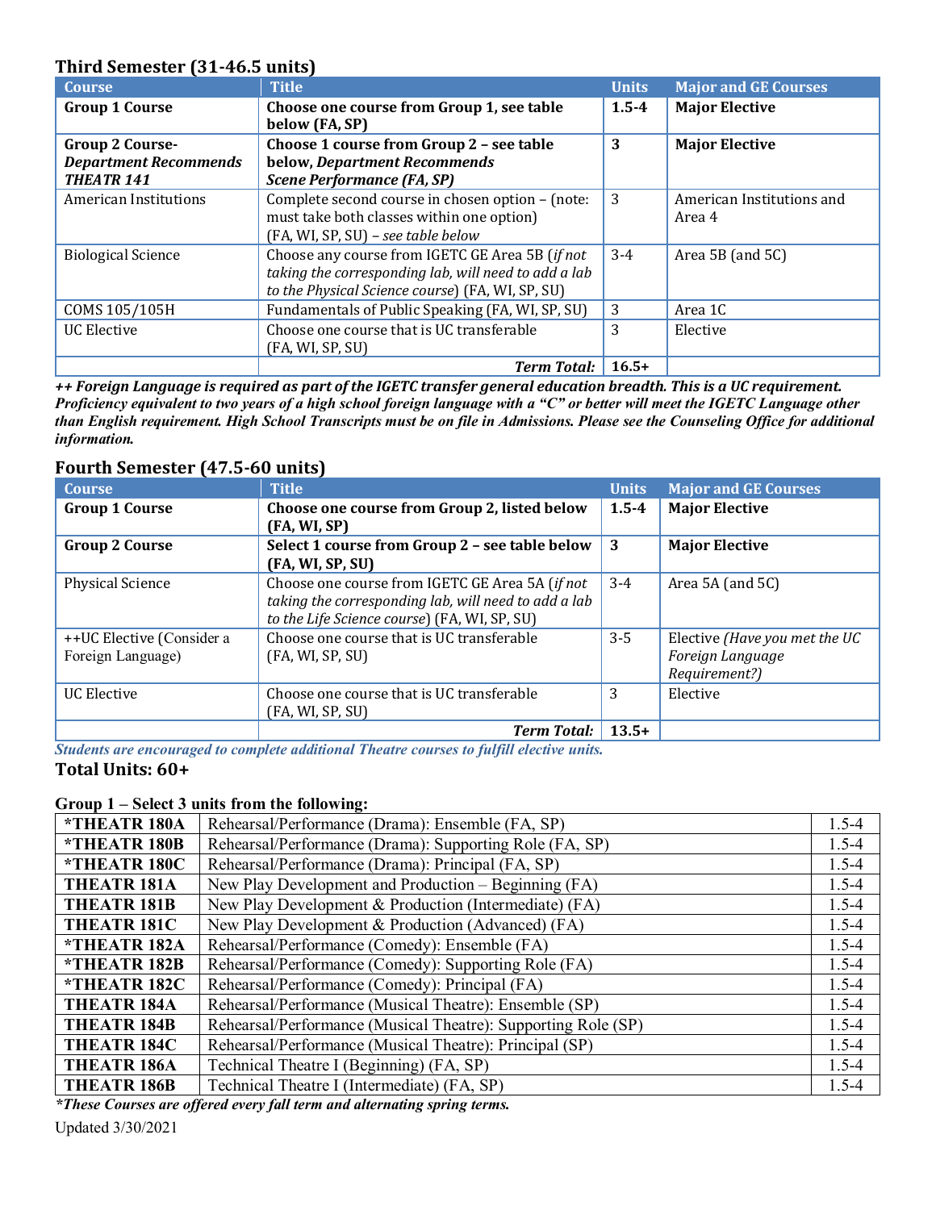## Third Semester (31-46.5 units)

| Course | Title | Units | Major and GE Courses |
|---|---|---|---|
| **Group 1 Course** | **Choose one course from Group 1, see table below (FA, SP)** | **1.5-4** | **Major Elective** |
| **Group 2 Course- *Department Recommends THEATR 141*** | **Choose 1 course from Group 2 – see table below, *Department Recommends Scene Performance (FA, SP)*** | **3** | **Major Elective** |
| American Institutions | Complete second course in chosen option – (note: must take both classes within one option) (FA, WI, SP, SU) – *see table below* | 3 | American Institutions and Area 4 |
| Biological Science | Choose any course from IGETC GE Area 5B (*if not taking the corresponding lab, will need to add a lab to the Physical Science course*) (FA, WI, SP, SU) | 3-4 | Area 5B (and 5C) |
| COMS 105/105H | Fundamentals of Public Speaking (FA, WI, SP, SU) | 3 | Area 1C |
| UC Elective | Choose one course that is UC transferable (FA, WI, SP, SU) | 3 | Elective |
| | ***Term Total:*** | **16.5+** | |

***++ Foreign Language is required as part of the IGETC transfer general education breadth. This is a UC requirement. Proficiency equivalent to two years of a high school foreign language with a "C" or better will meet the IGETC Language other than English requirement. High School Transcripts must be on file in Admissions. Please see the Counseling Office for additional information.***

## Fourth Semester (47.5-60 units)

| Course | Title | Units | Major and GE Courses |
|---|---|---|---|
| **Group 1 Course** | **Choose one course from Group 2, listed below (FA, WI, SP)** | **1.5-4** | **Major Elective** |
| **Group 2 Course** | **Select 1 course from Group 2 – see table below (FA, WI, SP, SU)** | **3** | **Major Elective** |
| Physical Science | Choose one course from IGETC GE Area 5A (*if not taking the corresponding lab, will need to add a lab to the Life Science course*) (FA, WI, SP, SU) | 3-4 | Area 5A (and 5C) |
| ++UC Elective (Consider a Foreign Language) | Choose one course that is UC transferable (FA, WI, SP, SU) | 3-5 | Elective *(Have you met the UC Foreign Language Requirement?)* |
| UC Elective | Choose one course that is UC transferable (FA, WI, SP, SU) | 3 | Elective |
| | ***Term Total:*** | **13.5+** | |

***Students are encouraged to complete additional Theatre courses to fulfill elective units.***

### Total Units: 60+

**Group 1 – Select 3 units from the following:**

| Course | Title | Units |
|---|---|---|
| ***THEATR 180A** | Rehearsal/Performance (Drama): Ensemble (FA, SP) | 1.5-4 |
| ***THEATR 180B** | Rehearsal/Performance (Drama): Supporting Role (FA, SP) | 1.5-4 |
| ***THEATR 180C** | Rehearsal/Performance (Drama): Principal (FA, SP) | 1.5-4 |
| **THEATR 181A** | New Play Development and Production – Beginning (FA) | 1.5-4 |
| **THEATR 181B** | New Play Development & Production (Intermediate) (FA) | 1.5-4 |
| **THEATR 181C** | New Play Development & Production (Advanced) (FA) | 1.5-4 |
| ***THEATR 182A** | Rehearsal/Performance (Comedy): Ensemble (FA) | 1.5-4 |
| ***THEATR 182B** | Rehearsal/Performance (Comedy): Supporting Role (FA) | 1.5-4 |
| ***THEATR 182C** | Rehearsal/Performance (Comedy): Principal (FA) | 1.5-4 |
| **THEATR 184A** | Rehearsal/Performance (Musical Theatre): Ensemble (SP) | 1.5-4 |
| **THEATR 184B** | Rehearsal/Performance (Musical Theatre): Supporting Role (SP) | 1.5-4 |
| **THEATR 184C** | Rehearsal/Performance (Musical Theatre): Principal (SP) | 1.5-4 |
| **THEATR 186A** | Technical Theatre I (Beginning) (FA, SP) | 1.5-4 |
| **THEATR 186B** | Technical Theatre I (Intermediate) (FA, SP) | 1.5-4 |

****These Courses are offered every fall term and alternating spring terms.***

Updated 3/30/2021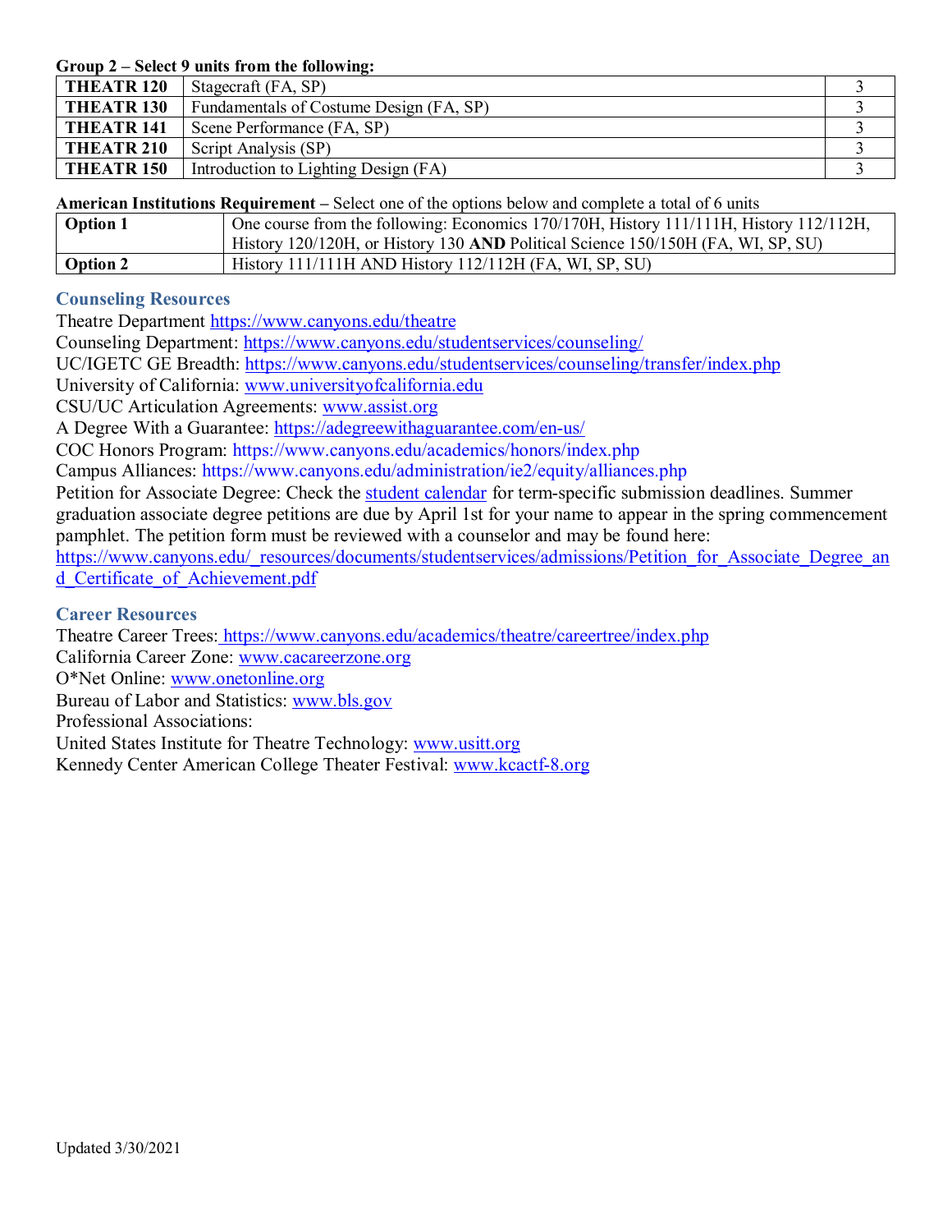**Group 2 – Select 9 units from the following:**

| | | |
|---|---|---|
| **THEATR 120** | Stagecraft (FA, SP) | 3 |
| **THEATR 130** | Fundamentals of Costume Design (FA, SP) | 3 |
| **THEATR 141** | Scene Performance (FA, SP) | 3 |
| **THEATR 210** | Script Analysis (SP) | 3 |
| **THEATR 150** | Introduction to Lighting Design (FA) | 3 |

**American Institutions Requirement –** Select one of the options below and complete a total of 6 units

| | |
|---|---|
| **Option 1** | One course from the following: Economics 170/170H, History 111/111H, History 112/112H, History 120/120H, or History 130 **AND** Political Science 150/150H (FA, WI, SP, SU) |
| **Option 2** | History 111/111H AND History 112/112H (FA, WI, SP, SU) |

## Counseling Resources

Theatre Department https://www.canyons.edu/theatre
Counseling Department: https://www.canyons.edu/studentservices/counseling/
UC/IGETC GE Breadth: https://www.canyons.edu/studentservices/counseling/transfer/index.php
University of California: www.universityofcalifornia.edu
CSU/UC Articulation Agreements: www.assist.org
A Degree With a Guarantee: https://adegreewithaguarantee.com/en-us/
COC Honors Program: https://www.canyons.edu/academics/honors/index.php
Campus Alliances: https://www.canyons.edu/administration/ie2/equity/alliances.php
Petition for Associate Degree: Check the student calendar for term-specific submission deadlines. Summer graduation associate degree petitions are due by April 1st for your name to appear in the spring commencement pamphlet. The petition form must be reviewed with a counselor and may be found here: https://www.canyons.edu/_resources/documents/studentservices/admissions/Petition_for_Associate_Degree_and_Certificate_of_Achievement.pdf

## Career Resources

Theatre Career Trees: https://www.canyons.edu/academics/theatre/careertree/index.php
California Career Zone: www.cacareerzone.org
O*Net Online: www.onetonline.org
Bureau of Labor and Statistics: www.bls.gov
Professional Associations:
United States Institute for Theatre Technology: www.usitt.org
Kennedy Center American College Theater Festival: www.kcactf-8.org

Updated 3/30/2021